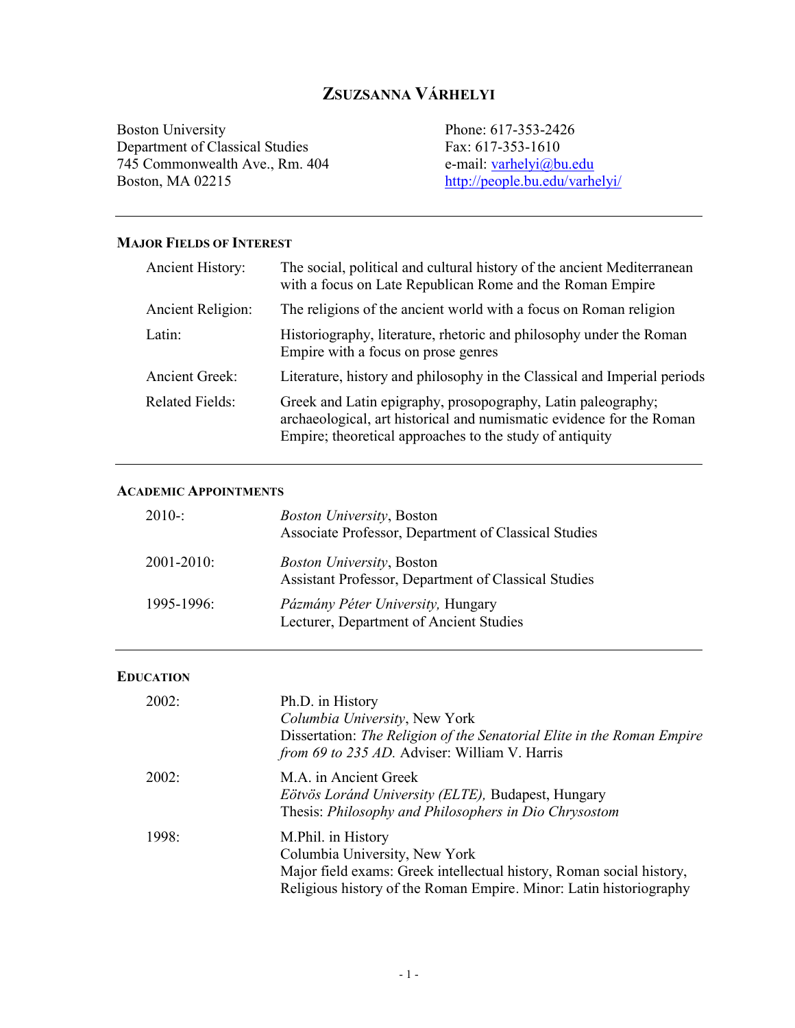# Zsuzsanna Várhelyi

Boston University
Department of Classical Studies
745 Commonwealth Ave., Rm. 404
Boston, MA 02215

Phone: 617-353-2426
Fax: 617-353-1610
e-mail: [varhelyi@bu.edu](mailto:varhelyi@bu.edu)
[http://people.bu.edu/varhelyi/](http://people.bu.edu/varhelyi/)

---

## Major Fields of Interest

| | |
|---|---|
| Ancient History: | The social, political and cultural history of the ancient Mediterranean with a focus on Late Republican Rome and the Roman Empire |
| Ancient Religion: | The religions of the ancient world with a focus on Roman religion |
| Latin: | Historiography, literature, rhetoric and philosophy under the Roman Empire with a focus on prose genres |
| Ancient Greek: | Literature, history and philosophy in the Classical and Imperial periods |
| Related Fields: | Greek and Latin epigraphy, prosopography, Latin paleography; archaeological, art historical and numismatic evidence for the Roman Empire; theoretical approaches to the study of antiquity |

---

## Academic Appointments

| | |
|---|---|
| 2010-: | *Boston University*, Boston<br>Associate Professor, Department of Classical Studies |
| 2001-2010: | *Boston University*, Boston<br>Assistant Professor, Department of Classical Studies |
| 1995-1996: | *Pázmány Péter University,* Hungary<br>Lecturer, Department of Ancient Studies |

---

## Education

| | |
|---|---|
| 2002: | Ph.D. in History<br>*Columbia University*, New York<br>Dissertation: *The Religion of the Senatorial Elite in the Roman Empire from 69 to 235 AD.* Adviser: William V. Harris |
| 2002: | M.A. in Ancient Greek<br>*Eötvös Loránd University (ELTE),* Budapest, Hungary<br>Thesis: *Philosophy and Philosophers in Dio Chrysostom* |
| 1998: | M.Phil. in History<br>Columbia University, New York<br>Major field exams: Greek intellectual history, Roman social history, Religious history of the Roman Empire. Minor: Latin historiography |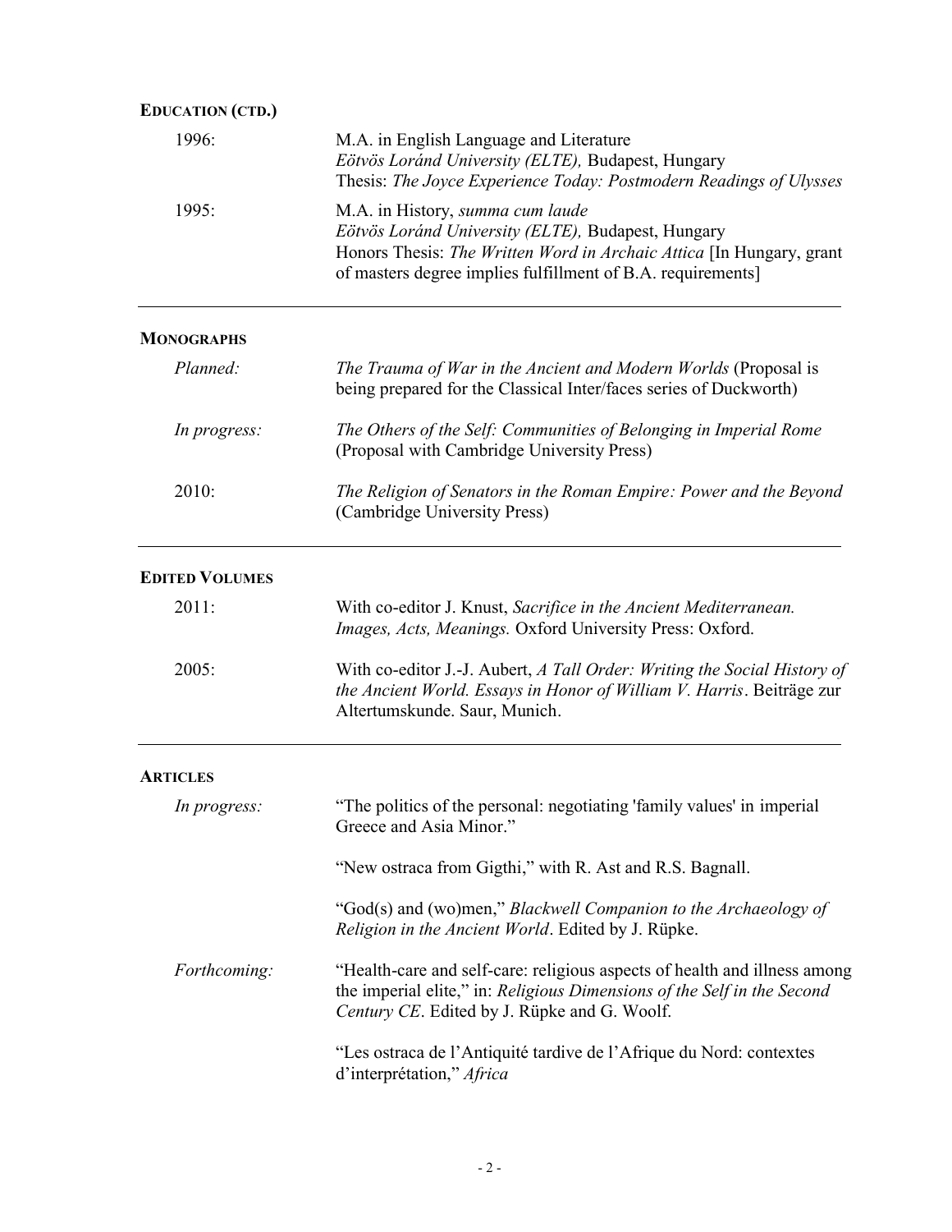## Education (ctd.)

**1996:** M.A. in English Language and Literature
*Eötvös Loránd University (ELTE),* Budapest, Hungary
Thesis: *The Joyce Experience Today: Postmodern Readings of Ulysses*

**1995:** M.A. in History, *summa cum laude*
*Eötvös Loránd University (ELTE),* Budapest, Hungary
Honors Thesis: *The Written Word in Archaic Attica* [In Hungary, grant of masters degree implies fulfillment of B.A. requirements]

---

## Monographs

*Planned:* *The Trauma of War in the Ancient and Modern Worlds* (Proposal is being prepared for the Classical Inter/faces series of Duckworth)

*In progress:* *The Others of the Self: Communities of Belonging in Imperial Rome* (Proposal with Cambridge University Press)

**2010:** *The Religion of Senators in the Roman Empire: Power and the Beyond* (Cambridge University Press)

---

## Edited Volumes

**2011:** With co-editor J. Knust, *Sacrifice in the Ancient Mediterranean. Images, Acts, Meanings.* Oxford University Press: Oxford.

**2005:** With co-editor J.-J. Aubert, *A Tall Order: Writing the Social History of the Ancient World. Essays in Honor of William V. Harris*. Beiträge zur Altertumskunde. Saur, Munich.

---

## Articles

*In progress:*

“The politics of the personal: negotiating 'family values' in imperial Greece and Asia Minor.”

“New ostraca from Gigthi,” with R. Ast and R.S. Bagnall.

“God(s) and (wo)men,” *Blackwell Companion to the Archaeology of Religion in the Ancient World*. Edited by J. Rüpke.

*Forthcoming:*

“Health-care and self-care: religious aspects of health and illness among the imperial elite,” in: *Religious Dimensions of the Self in the Second Century CE*. Edited by J. Rüpke and G. Woolf.

“Les ostraca de l’Antiquité tardive de l’Afrique du Nord: contextes d’interprétation,” *Africa*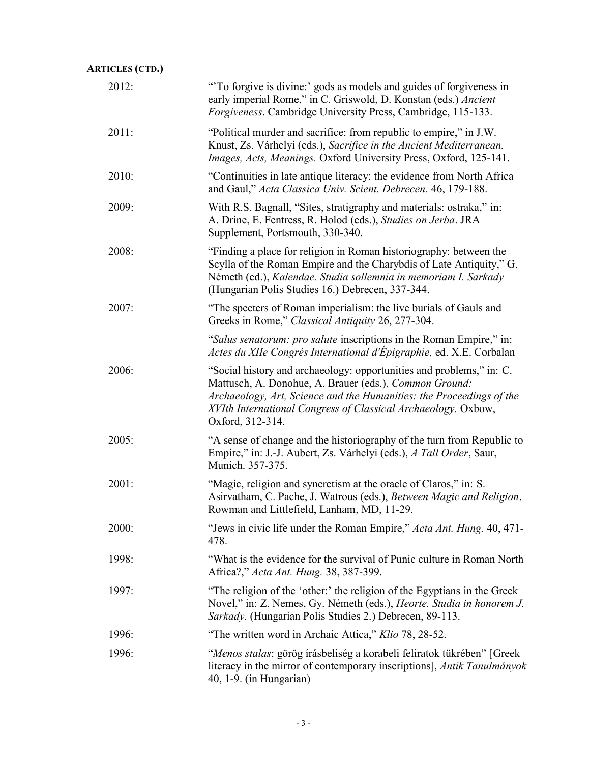**ARTICLES (CTD.)**

2012: "'To forgive is divine:' gods as models and guides of forgiveness in early imperial Rome," in C. Griswold, D. Konstan (eds.) *Ancient Forgiveness*. Cambridge University Press, Cambridge, 115-133.

2011: "Political murder and sacrifice: from republic to empire," in J.W. Knust, Zs. Várhelyi (eds.), *Sacrifice in the Ancient Mediterranean. Images, Acts, Meanings.* Oxford University Press, Oxford, 125-141.

2010: "Continuities in late antique literacy: the evidence from North Africa and Gaul," *Acta Classica Univ. Scient. Debrecen.* 46, 179-188.

2009: With R.S. Bagnall, "Sites, stratigraphy and materials: ostraka," in: A. Drine, E. Fentress, R. Holod (eds.), *Studies on Jerba*. JRA Supplement, Portsmouth, 330-340.

2008: "Finding a place for religion in Roman historiography: between the Scylla of the Roman Empire and the Charybdis of Late Antiquity," G. Németh (ed.), *Kalendae. Studia sollemnia in memoriam I. Sarkady* (Hungarian Polis Studies 16.) Debrecen, 337-344.

2007: "The specters of Roman imperialism: the live burials of Gauls and Greeks in Rome," *Classical Antiquity* 26, 277-304.

"*Salus senatorum: pro salute* inscriptions in the Roman Empire," in: *Actes du XIIe Congrès International d'Épigraphie,* ed. X.E. Corbalan

2006: "Social history and archaeology: opportunities and problems," in: C. Mattusch, A. Donohue, A. Brauer (eds.), *Common Ground: Archaeology, Art, Science and the Humanities: the Proceedings of the XVIth International Congress of Classical Archaeology.* Oxbow, Oxford, 312-314.

2005: "A sense of change and the historiography of the turn from Republic to Empire," in: J.-J. Aubert, Zs. Várhelyi (eds.), *A Tall Order*, Saur, Munich. 357-375.

2001: "Magic, religion and syncretism at the oracle of Claros," in: S. Asirvatham, C. Pache, J. Watrous (eds.), *Between Magic and Religion*. Rowman and Littlefield, Lanham, MD, 11-29.

2000: "Jews in civic life under the Roman Empire," *Acta Ant. Hung.* 40, 471-478.

1998: "What is the evidence for the survival of Punic culture in Roman North Africa?," *Acta Ant. Hung.* 38, 387-399.

1997: "The religion of the 'other:' the religion of the Egyptians in the Greek Novel," in: Z. Nemes, Gy. Németh (eds.), *Heorte. Studia in honorem J. Sarkady.* (Hungarian Polis Studies 2.) Debrecen, 89-113.

1996: "The written word in Archaic Attica," *Klio* 78, 28-52.

1996: "*Menos stalas*: görög írásbeliség a korabeli feliratok tükrében" [Greek literacy in the mirror of contemporary inscriptions], *Antik Tanulmányok* 40, 1-9. (in Hungarian)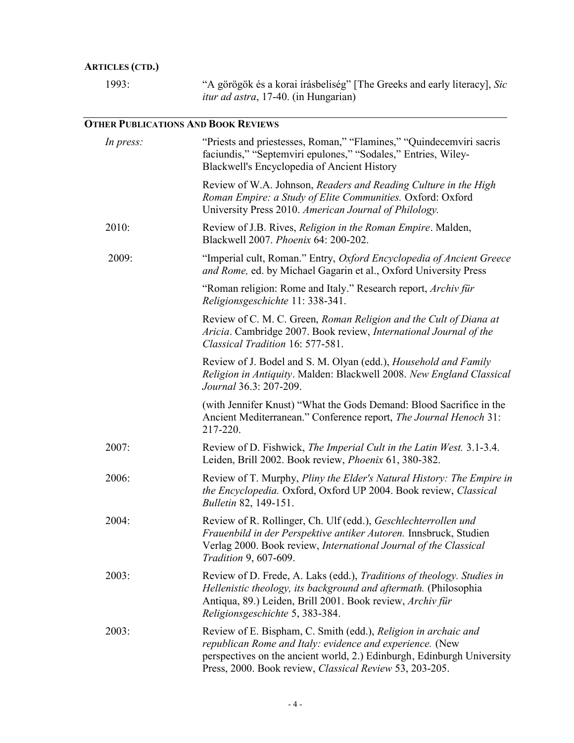**ARTICLES (CTD.)**

1993: "A görögök és a korai írásbeliség" [The Greeks and early literacy], *Sic itur ad astra*, 17-40. (in Hungarian)

---

**OTHER PUBLICATIONS AND BOOK REVIEWS**

*In press:* "Priests and priestesses, Roman," "Flamines," "Quindecemviri sacris faciundis," "Septemviri epulones," "Sodales," Entries, Wiley-Blackwell's Encyclopedia of Ancient History

Review of W.A. Johnson, *Readers and Reading Culture in the High Roman Empire: a Study of Elite Communities.* Oxford: Oxford University Press 2010. *American Journal of Philology.*

2010: Review of J.B. Rives, *Religion in the Roman Empire*. Malden, Blackwell 2007. *Phoenix* 64: 200-202.

2009: "Imperial cult, Roman." Entry, *Oxford Encyclopedia of Ancient Greece and Rome,* ed. by Michael Gagarin et al., Oxford University Press

"Roman religion: Rome and Italy." Research report, *Archiv für Religionsgeschichte* 11: 338-341.

Review of C. M. C. Green, *Roman Religion and the Cult of Diana at Aricia*. Cambridge 2007. Book review, *International Journal of the Classical Tradition* 16: 577-581.

Review of J. Bodel and S. M. Olyan (edd.), *Household and Family Religion in Antiquity*. Malden: Blackwell 2008. *New England Classical Journal* 36.3: 207-209.

(with Jennifer Knust) "What the Gods Demand: Blood Sacrifice in the Ancient Mediterranean." Conference report, *The Journal Henoch* 31: 217-220.

2007: Review of D. Fishwick, *The Imperial Cult in the Latin West.* 3.1-3.4. Leiden, Brill 2002. Book review, *Phoenix* 61, 380-382.

2006: Review of T. Murphy, *Pliny the Elder's Natural History: The Empire in the Encyclopedia.* Oxford, Oxford UP 2004. Book review, *Classical Bulletin* 82, 149-151.

2004: Review of R. Rollinger, Ch. Ulf (edd.), *Geschlechterrollen und Frauenbild in der Perspektive antiker Autoren.* Innsbruck, Studien Verlag 2000. Book review, *International Journal of the Classical Tradition* 9, 607-609.

2003: Review of D. Frede, A. Laks (edd.), *Traditions of theology. Studies in Hellenistic theology, its background and aftermath.* (Philosophia Antiqua, 89.) Leiden, Brill 2001. Book review, *Archiv für Religionsgeschichte* 5, 383-384.

2003: Review of E. Bispham, C. Smith (edd.), *Religion in archaic and republican Rome and Italy: evidence and experience.* (New perspectives on the ancient world, 2.) Edinburgh, Edinburgh University Press, 2000. Book review, *Classical Review* 53, 203-205.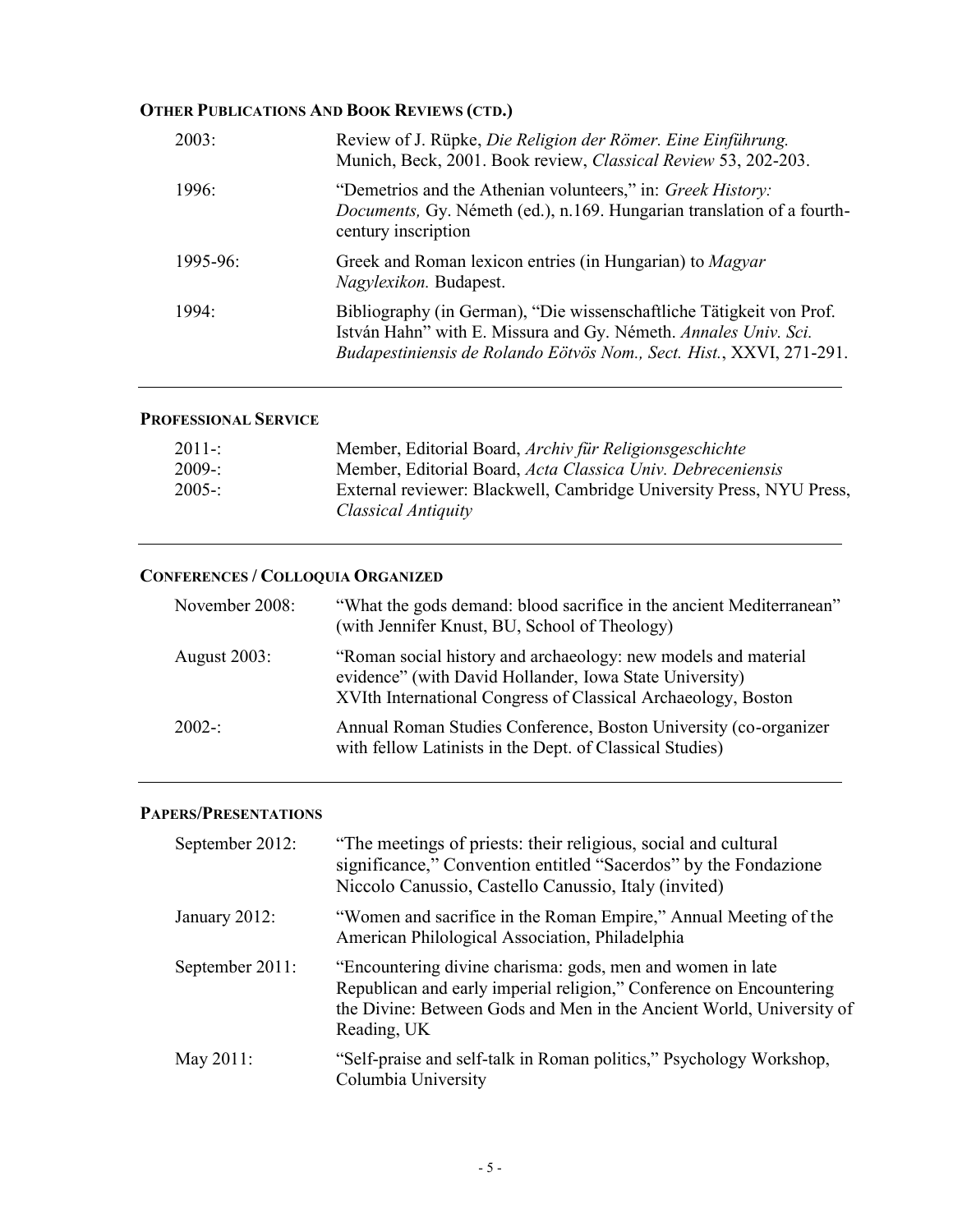### Other Publications And Book Reviews (ctd.)

| | |
|---|---|
| 2003: | Review of J. Rüpke, *Die Religion der Römer. Eine Einführung.* Munich, Beck, 2001. Book review, *Classical Review* 53, 202-203. |
| 1996: | "Demetrios and the Athenian volunteers," in: *Greek History: Documents,* Gy. Németh (ed.), n.169. Hungarian translation of a fourth-century inscription |
| 1995-96: | Greek and Roman lexicon entries (in Hungarian) to *Magyar Nagylexikon.* Budapest. |
| 1994: | Bibliography (in German), "Die wissenschaftliche Tätigkeit von Prof. István Hahn" with E. Missura and Gy. Németh. *Annales Univ. Sci. Budapestiniensis de Rolando Eötvös Nom., Sect. Hist.*, XXVI, 271-291. |

### Professional Service

| | |
|---|---|
| 2011-: | Member, Editorial Board, *Archiv für Religionsgeschichte* |
| 2009-: | Member, Editorial Board, *Acta Classica Univ. Debreceniensis* |
| 2005-: | External reviewer: Blackwell, Cambridge University Press, NYU Press, *Classical Antiquity* |

### Conferences / Colloquia Organized

| | |
|---|---|
| November 2008: | "What the gods demand: blood sacrifice in the ancient Mediterranean" (with Jennifer Knust, BU, School of Theology) |
| August 2003: | "Roman social history and archaeology: new models and material evidence" (with David Hollander, Iowa State University) XVIth International Congress of Classical Archaeology, Boston |
| 2002-: | Annual Roman Studies Conference, Boston University (co-organizer with fellow Latinists in the Dept. of Classical Studies) |

### Papers/Presentations

| | |
|---|---|
| September 2012: | "The meetings of priests: their religious, social and cultural significance," Convention entitled "Sacerdos" by the Fondazione Niccolo Canussio, Castello Canussio, Italy (invited) |
| January 2012: | "Women and sacrifice in the Roman Empire," Annual Meeting of the American Philological Association, Philadelphia |
| September 2011: | "Encountering divine charisma: gods, men and women in late Republican and early imperial religion," Conference on Encountering the Divine: Between Gods and Men in the Ancient World, University of Reading, UK |
| May 2011: | "Self-praise and self-talk in Roman politics," Psychology Workshop, Columbia University |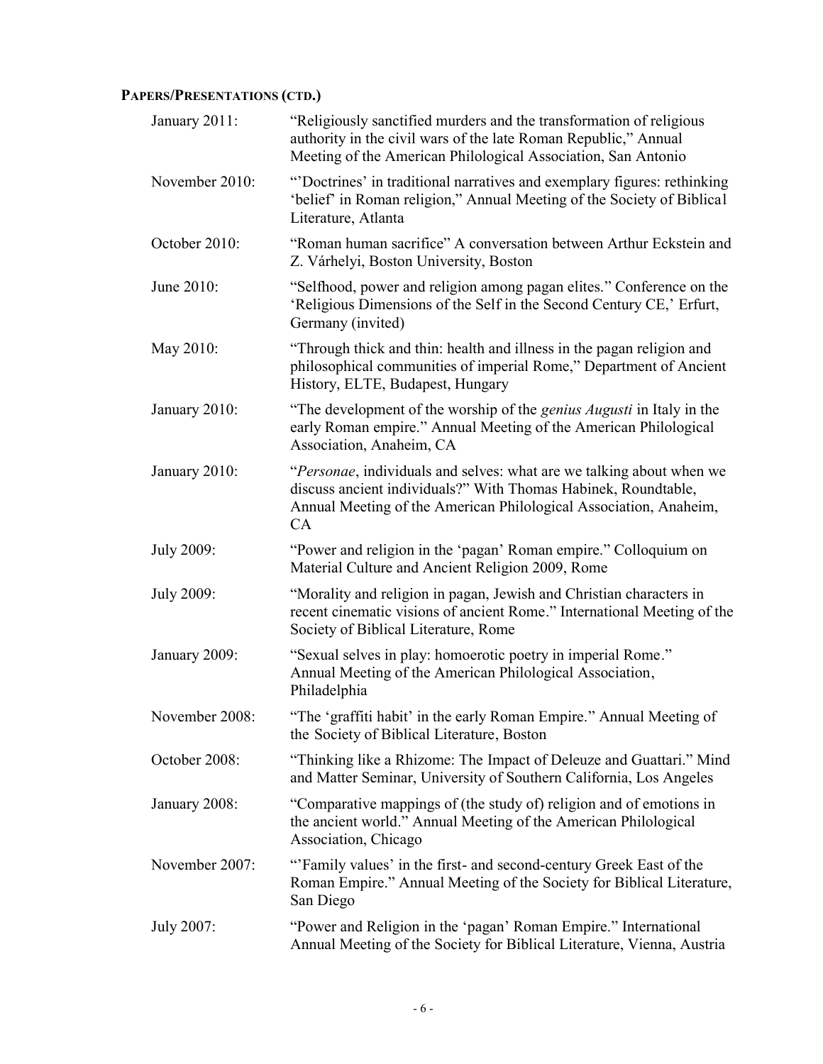**PAPERS/PRESENTATIONS (CTD.)**

January 2011: "Religiously sanctified murders and the transformation of religious authority in the civil wars of the late Roman Republic," Annual Meeting of the American Philological Association, San Antonio

November 2010: "'Doctrines' in traditional narratives and exemplary figures: rethinking 'belief' in Roman religion," Annual Meeting of the Society of Biblical Literature, Atlanta

October 2010: "Roman human sacrifice" A conversation between Arthur Eckstein and Z. Várhelyi, Boston University, Boston

June 2010: "Selfhood, power and religion among pagan elites." Conference on the 'Religious Dimensions of the Self in the Second Century CE,' Erfurt, Germany (invited)

May 2010: "Through thick and thin: health and illness in the pagan religion and philosophical communities of imperial Rome," Department of Ancient History, ELTE, Budapest, Hungary

January 2010: "The development of the worship of the *genius Augusti* in Italy in the early Roman empire." Annual Meeting of the American Philological Association, Anaheim, CA

January 2010: "*Personae*, individuals and selves: what are we talking about when we discuss ancient individuals?" With Thomas Habinek, Roundtable, Annual Meeting of the American Philological Association, Anaheim, CA

July 2009: "Power and religion in the 'pagan' Roman empire." Colloquium on Material Culture and Ancient Religion 2009, Rome

July 2009: "Morality and religion in pagan, Jewish and Christian characters in recent cinematic visions of ancient Rome." International Meeting of the Society of Biblical Literature, Rome

January 2009: "Sexual selves in play: homoerotic poetry in imperial Rome." Annual Meeting of the American Philological Association, Philadelphia

November 2008: "The 'graffiti habit' in the early Roman Empire." Annual Meeting of the Society of Biblical Literature, Boston

October 2008: "Thinking like a Rhizome: The Impact of Deleuze and Guattari." Mind and Matter Seminar, University of Southern California, Los Angeles

January 2008: "Comparative mappings of (the study of) religion and of emotions in the ancient world." Annual Meeting of the American Philological Association, Chicago

November 2007: "'Family values' in the first- and second-century Greek East of the Roman Empire." Annual Meeting of the Society for Biblical Literature, San Diego

July 2007: "Power and Religion in the 'pagan' Roman Empire." International Annual Meeting of the Society for Biblical Literature, Vienna, Austria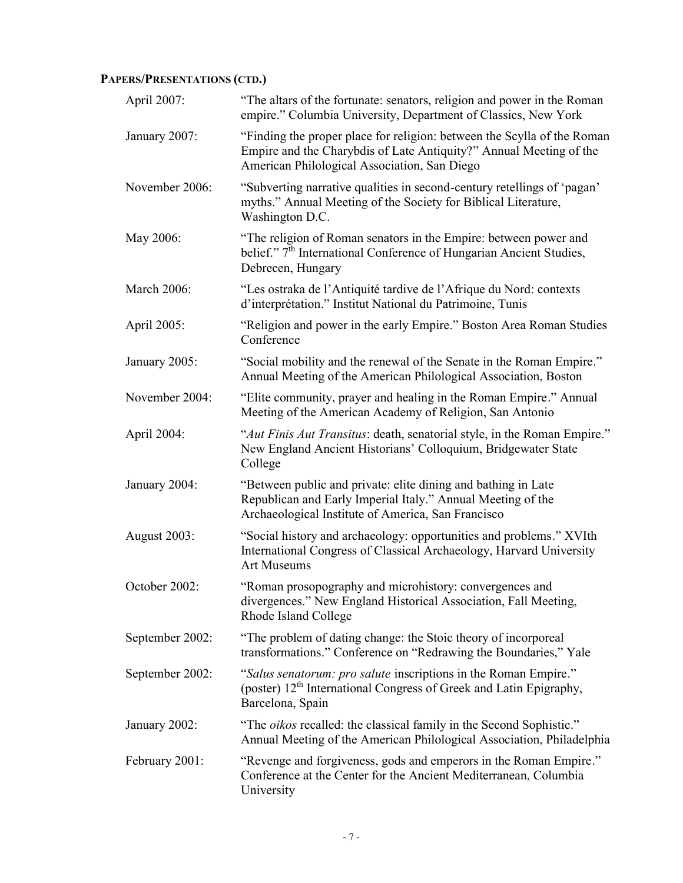## PAPERS/PRESENTATIONS (CTD.)

April 2007: "The altars of the fortunate: senators, religion and power in the Roman empire." Columbia University, Department of Classics, New York

January 2007: "Finding the proper place for religion: between the Scylla of the Roman Empire and the Charybdis of Late Antiquity?" Annual Meeting of the American Philological Association, San Diego

November 2006: "Subverting narrative qualities in second-century retellings of 'pagan' myths." Annual Meeting of the Society for Biblical Literature, Washington D.C.

May 2006: "The religion of Roman senators in the Empire: between power and belief." 7th International Conference of Hungarian Ancient Studies, Debrecen, Hungary

March 2006: "Les ostraka de l'Antiquité tardive de l'Afrique du Nord: contexts d'interprétation." Institut National du Patrimoine, Tunis

April 2005: "Religion and power in the early Empire." Boston Area Roman Studies Conference

January 2005: "Social mobility and the renewal of the Senate in the Roman Empire." Annual Meeting of the American Philological Association, Boston

November 2004: "Elite community, prayer and healing in the Roman Empire." Annual Meeting of the American Academy of Religion, San Antonio

April 2004: "*Aut Finis Aut Transitus*: death, senatorial style, in the Roman Empire." New England Ancient Historians' Colloquium, Bridgewater State College

January 2004: "Between public and private: elite dining and bathing in Late Republican and Early Imperial Italy." Annual Meeting of the Archaeological Institute of America, San Francisco

August 2003: "Social history and archaeology: opportunities and problems." XVIth International Congress of Classical Archaeology, Harvard University Art Museums

October 2002: "Roman prosopography and microhistory: convergences and divergences." New England Historical Association, Fall Meeting, Rhode Island College

September 2002: "The problem of dating change: the Stoic theory of incorporeal transformations." Conference on "Redrawing the Boundaries," Yale

September 2002: "*Salus senatorum: pro salute* inscriptions in the Roman Empire." (poster) 12th International Congress of Greek and Latin Epigraphy, Barcelona, Spain

January 2002: "The *oikos* recalled: the classical family in the Second Sophistic." Annual Meeting of the American Philological Association, Philadelphia

February 2001: "Revenge and forgiveness, gods and emperors in the Roman Empire." Conference at the Center for the Ancient Mediterranean, Columbia University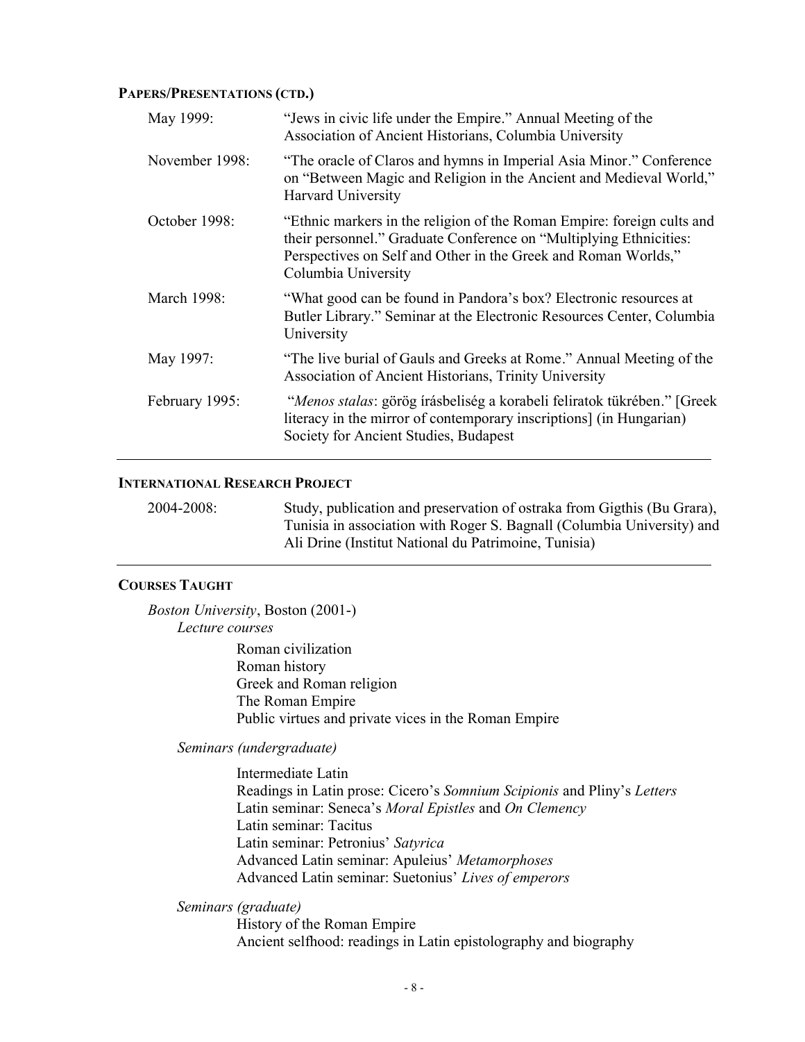## Papers/Presentations (ctd.)

| | |
|---|---|
| May 1999: | "Jews in civic life under the Empire." Annual Meeting of the Association of Ancient Historians, Columbia University |
| November 1998: | "The oracle of Claros and hymns in Imperial Asia Minor." Conference on "Between Magic and Religion in the Ancient and Medieval World," Harvard University |
| October 1998: | "Ethnic markers in the religion of the Roman Empire: foreign cults and their personnel." Graduate Conference on "Multiplying Ethnicities: Perspectives on Self and Other in the Greek and Roman Worlds," Columbia University |
| March 1998: | "What good can be found in Pandora's box? Electronic resources at Butler Library." Seminar at the Electronic Resources Center, Columbia University |
| May 1997: | "The live burial of Gauls and Greeks at Rome." Annual Meeting of the Association of Ancient Historians, Trinity University |
| February 1995: | "*Menos stalas*: görög írásbeliség a korabeli feliratok tükrében." [Greek literacy in the mirror of contemporary inscriptions] (in Hungarian) Society for Ancient Studies, Budapest |

## International Research Project

| | |
|---|---|
| 2004-2008: | Study, publication and preservation of ostraka from Gigthis (Bu Grara), Tunisia in association with Roger S. Bagnall (Columbia University) and Ali Drine (Institut National du Patrimoine, Tunisia) |

## Courses Taught

*Boston University*, Boston (2001-)

*Lecture courses*

- Roman civilization
- Roman history
- Greek and Roman religion
- The Roman Empire
- Public virtues and private vices in the Roman Empire

*Seminars (undergraduate)*

- Intermediate Latin
- Readings in Latin prose: Cicero's *Somnium Scipionis* and Pliny's *Letters*
- Latin seminar: Seneca's *Moral Epistles* and *On Clemency*
- Latin seminar: Tacitus
- Latin seminar: Petronius' *Satyrica*
- Advanced Latin seminar: Apuleius' *Metamorphoses*
- Advanced Latin seminar: Suetonius' *Lives of emperors*

*Seminars (graduate)*

- History of the Roman Empire
- Ancient selfhood: readings in Latin epistolography and biography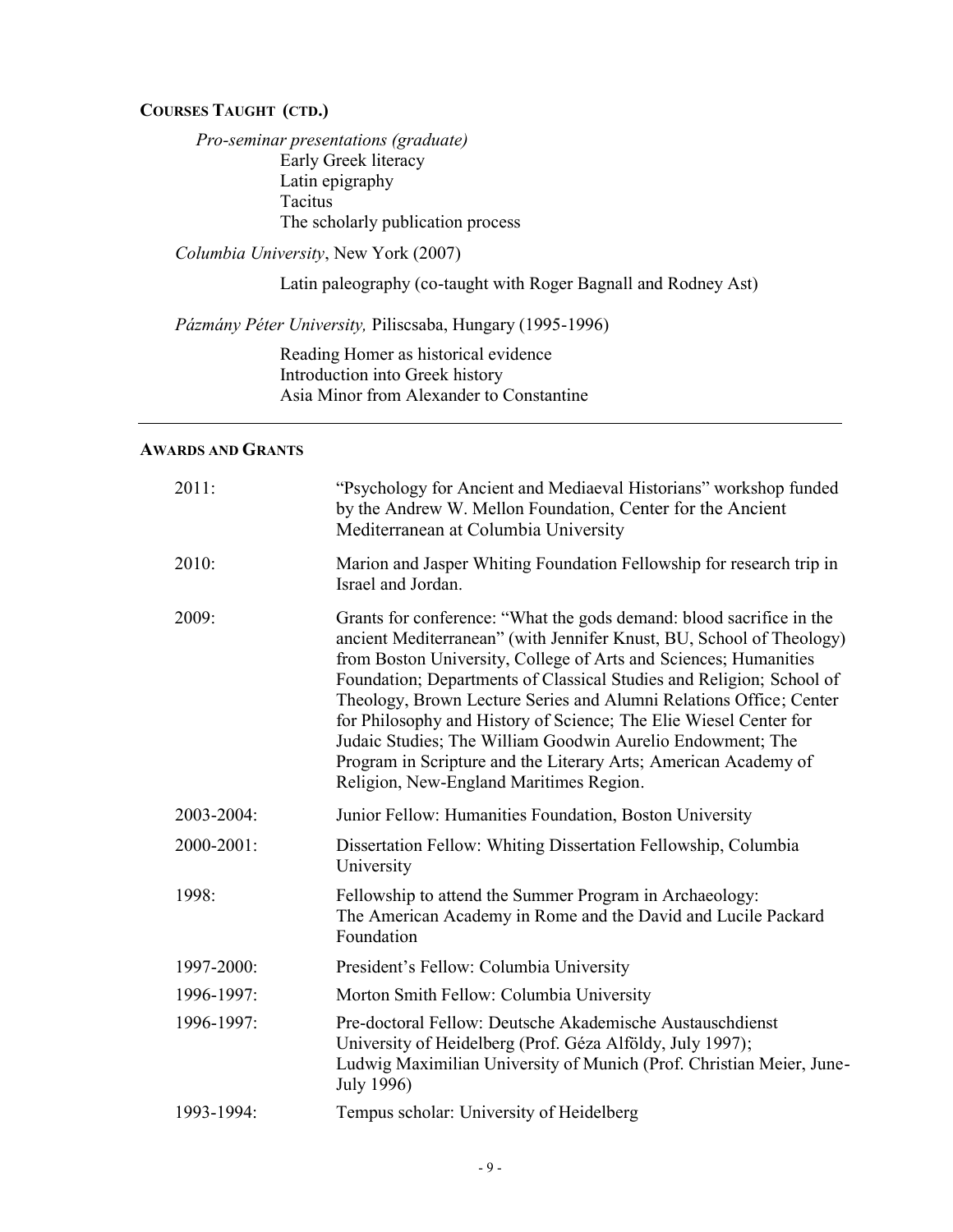## COURSES TAUGHT (CTD.)

*Pro-seminar presentations (graduate)*

- Early Greek literacy
- Latin epigraphy
- Tacitus
- The scholarly publication process

*Columbia University*, New York (2007)

- Latin paleography (co-taught with Roger Bagnall and Rodney Ast)

*Pázmány Péter University,* Piliscsaba, Hungary (1995-1996)

- Reading Homer as historical evidence
- Introduction into Greek history
- Asia Minor from Alexander to Constantine

---

## AWARDS AND GRANTS

| | |
|---|---|
| 2011: | "Psychology for Ancient and Mediaeval Historians" workshop funded by the Andrew W. Mellon Foundation, Center for the Ancient Mediterranean at Columbia University |
| 2010: | Marion and Jasper Whiting Foundation Fellowship for research trip in Israel and Jordan. |
| 2009: | Grants for conference: "What the gods demand: blood sacrifice in the ancient Mediterranean" (with Jennifer Knust, BU, School of Theology) from Boston University, College of Arts and Sciences; Humanities Foundation; Departments of Classical Studies and Religion; School of Theology, Brown Lecture Series and Alumni Relations Office; Center for Philosophy and History of Science; The Elie Wiesel Center for Judaic Studies; The William Goodwin Aurelio Endowment; The Program in Scripture and the Literary Arts; American Academy of Religion, New-England Maritimes Region. |
| 2003-2004: | Junior Fellow: Humanities Foundation, Boston University |
| 2000-2001: | Dissertation Fellow: Whiting Dissertation Fellowship, Columbia University |
| 1998: | Fellowship to attend the Summer Program in Archaeology: The American Academy in Rome and the David and Lucile Packard Foundation |
| 1997-2000: | President's Fellow: Columbia University |
| 1996-1997: | Morton Smith Fellow: Columbia University |
| 1996-1997: | Pre-doctoral Fellow: Deutsche Akademische Austauschdienst University of Heidelberg (Prof. Géza Alföldy, July 1997); Ludwig Maximilian University of Munich (Prof. Christian Meier, June-July 1996) |
| 1993-1994: | Tempus scholar: University of Heidelberg |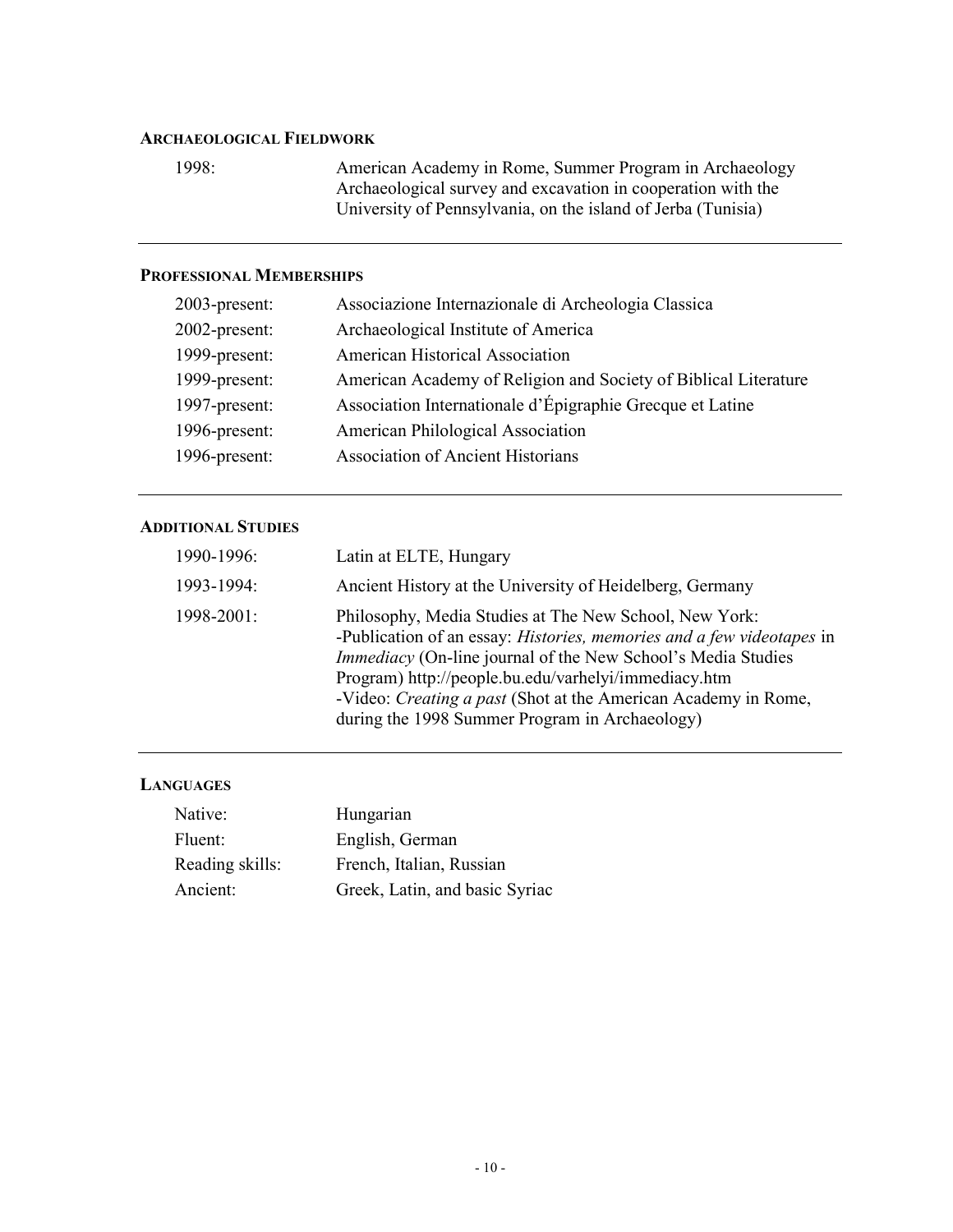## Archaeological Fieldwork

| | |
|---|---|
| 1998: | American Academy in Rome, Summer Program in Archaeology<br>Archaeological survey and excavation in cooperation with the University of Pennsylvania, on the island of Jerba (Tunisia) |

---

## Professional Memberships

| | |
|---|---|
| 2003-present: | Associazione Internazionale di Archeologia Classica |
| 2002-present: | Archaeological Institute of America |
| 1999-present: | American Historical Association |
| 1999-present: | American Academy of Religion and Society of Biblical Literature |
| 1997-present: | Association Internationale d'Épigraphie Grecque et Latine |
| 1996-present: | American Philological Association |
| 1996-present: | Association of Ancient Historians |

---

## Additional Studies

| | |
|---|---|
| 1990-1996: | Latin at ELTE, Hungary |
| 1993-1994: | Ancient History at the University of Heidelberg, Germany |
| 1998-2001: | Philosophy, Media Studies at The New School, New York:<br>-Publication of an essay: *Histories, memories and a few videotapes* in *Immediacy* (On-line journal of the New School's Media Studies Program) http://people.bu.edu/varhelyi/immediacy.htm<br>-Video: *Creating a past* (Shot at the American Academy in Rome, during the 1998 Summer Program in Archaeology) |

---

## Languages

| | |
|---|---|
| Native: | Hungarian |
| Fluent: | English, German |
| Reading skills: | French, Italian, Russian |
| Ancient: | Greek, Latin, and basic Syriac |